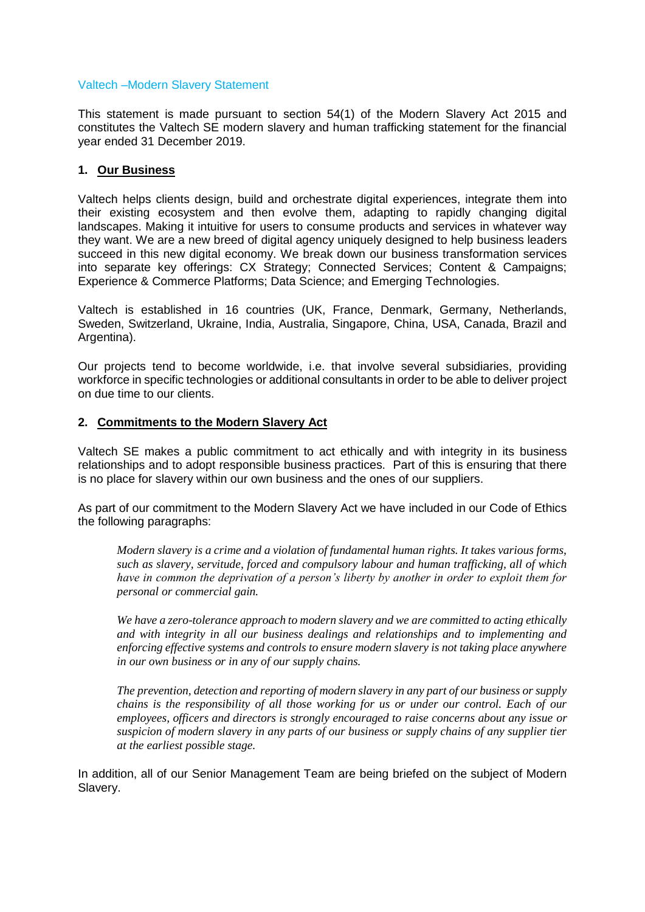# Valtech –Modern Slavery Statement

This statement is made pursuant to section 54(1) of the Modern Slavery Act 2015 and constitutes the Valtech SE modern slavery and human trafficking statement for the financial year ended 31 December 2019.

## 1. Our Business

Valtech helps clients design, build and orchestrate digital experiences, integrate them into their existing ecosystem and then evolve them, adapting to rapidly changing digital landscapes. Making it intuitive for users to consume products and services in whatever way they want. We are a new breed of digital agency uniquely designed to help business leaders succeed in this new digital economy. We break down our business transformation services into separate key offerings: CX Strategy; Connected Services; Content & Campaigns; Experience & Commerce Platforms; Data Science; and Emerging Technologies.

Valtech is established in 16 countries (UK, France, Denmark, Germany, Netherlands, Sweden, Switzerland, Ukraine, India, Australia, Singapore, China, USA, Canada, Brazil and Argentina).

Our projects tend to become worldwide, i.e. that involve several subsidiaries, providing workforce in specific technologies or additional consultants in order to be able to deliver project on due time to our clients.

## 2. Commitments to the Modern Slavery Act

Valtech SE makes a public commitment to act ethically and with integrity in its business relationships and to adopt responsible business practices. Part of this is ensuring that there is no place for slavery within our own business and the ones of our suppliers.

As part of our commitment to the Modern Slavery Act we have included in our Code of Ethics the following paragraphs:

> *Modern slavery is a crime and a violation of fundamental human rights. It takes various forms, such as slavery, servitude, forced and compulsory labour and human trafficking, all of which have in common the deprivation of a person's liberty by another in order to exploit them for personal or commercial gain.*
>
> *We have a zero-tolerance approach to modern slavery and we are committed to acting ethically and with integrity in all our business dealings and relationships and to implementing and enforcing effective systems and controls to ensure modern slavery is not taking place anywhere in our own business or in any of our supply chains.*
>
> *The prevention, detection and reporting of modern slavery in any part of our business or supply chains is the responsibility of all those working for us or under our control. Each of our employees, officers and directors is strongly encouraged to raise concerns about any issue or suspicion of modern slavery in any parts of our business or supply chains of any supplier tier at the earliest possible stage.*

In addition, all of our Senior Management Team are being briefed on the subject of Modern Slavery.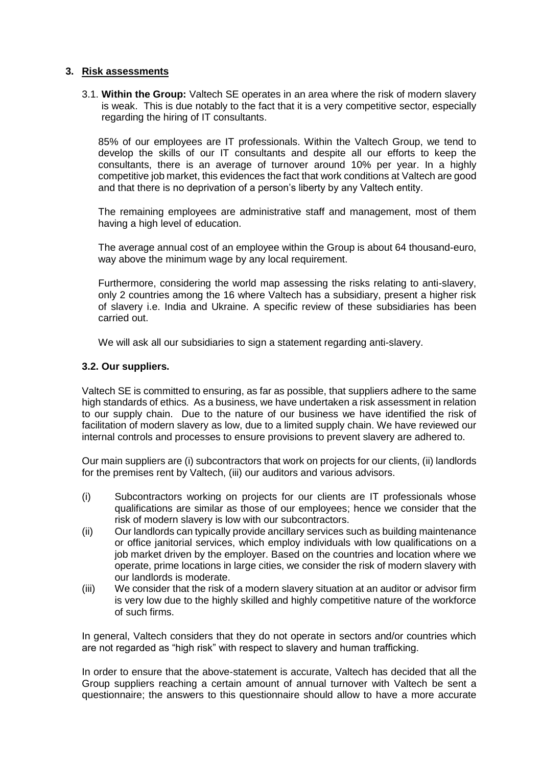## 3. Risk assessments

3.1. **Within the Group:** Valtech SE operates in an area where the risk of modern slavery is weak. This is due notably to the fact that it is a very competitive sector, especially regarding the hiring of IT consultants.

85% of our employees are IT professionals. Within the Valtech Group, we tend to develop the skills of our IT consultants and despite all our efforts to keep the consultants, there is an average of turnover around 10% per year. In a highly competitive job market, this evidences the fact that work conditions at Valtech are good and that there is no deprivation of a person's liberty by any Valtech entity.

The remaining employees are administrative staff and management, most of them having a high level of education.

The average annual cost of an employee within the Group is about 64 thousand-euro, way above the minimum wage by any local requirement.

Furthermore, considering the world map assessing the risks relating to anti-slavery, only 2 countries among the 16 where Valtech has a subsidiary, present a higher risk of slavery i.e. India and Ukraine. A specific review of these subsidiaries has been carried out.

We will ask all our subsidiaries to sign a statement regarding anti-slavery.

### 3.2. Our suppliers.

Valtech SE is committed to ensuring, as far as possible, that suppliers adhere to the same high standards of ethics. As a business, we have undertaken a risk assessment in relation to our supply chain. Due to the nature of our business we have identified the risk of facilitation of modern slavery as low, due to a limited supply chain. We have reviewed our internal controls and processes to ensure provisions to prevent slavery are adhered to.

Our main suppliers are (i) subcontractors that work on projects for our clients, (ii) landlords for the premises rent by Valtech, (iii) our auditors and various advisors.

(i) Subcontractors working on projects for our clients are IT professionals whose qualifications are similar as those of our employees; hence we consider that the risk of modern slavery is low with our subcontractors.

(ii) Our landlords can typically provide ancillary services such as building maintenance or office janitorial services, which employ individuals with low qualifications on a job market driven by the employer. Based on the countries and location where we operate, prime locations in large cities, we consider the risk of modern slavery with our landlords is moderate.

(iii) We consider that the risk of a modern slavery situation at an auditor or advisor firm is very low due to the highly skilled and highly competitive nature of the workforce of such firms.

In general, Valtech considers that they do not operate in sectors and/or countries which are not regarded as "high risk" with respect to slavery and human trafficking.

In order to ensure that the above-statement is accurate, Valtech has decided that all the Group suppliers reaching a certain amount of annual turnover with Valtech be sent a questionnaire; the answers to this questionnaire should allow to have a more accurate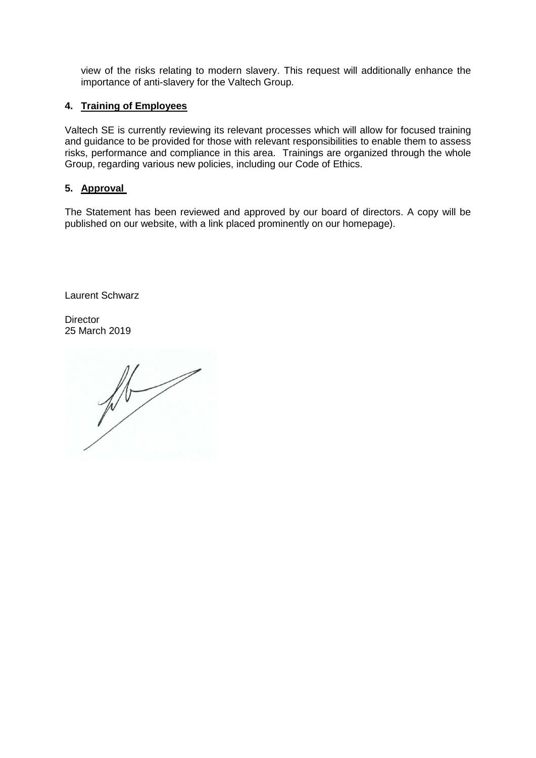view of the risks relating to modern slavery. This request will additionally enhance the importance of anti-slavery for the Valtech Group.

## 4. Training of Employees

Valtech SE is currently reviewing its relevant processes which will allow for focused training and guidance to be provided for those with relevant responsibilities to enable them to assess risks, performance and compliance in this area. Trainings are organized through the whole Group, regarding various new policies, including our Code of Ethics.

## 5. Approval

The Statement has been reviewed and approved by our board of directors. A copy will be published on our website, with a link placed prominently on our homepage).

Laurent Schwarz

Director
25 March 2019